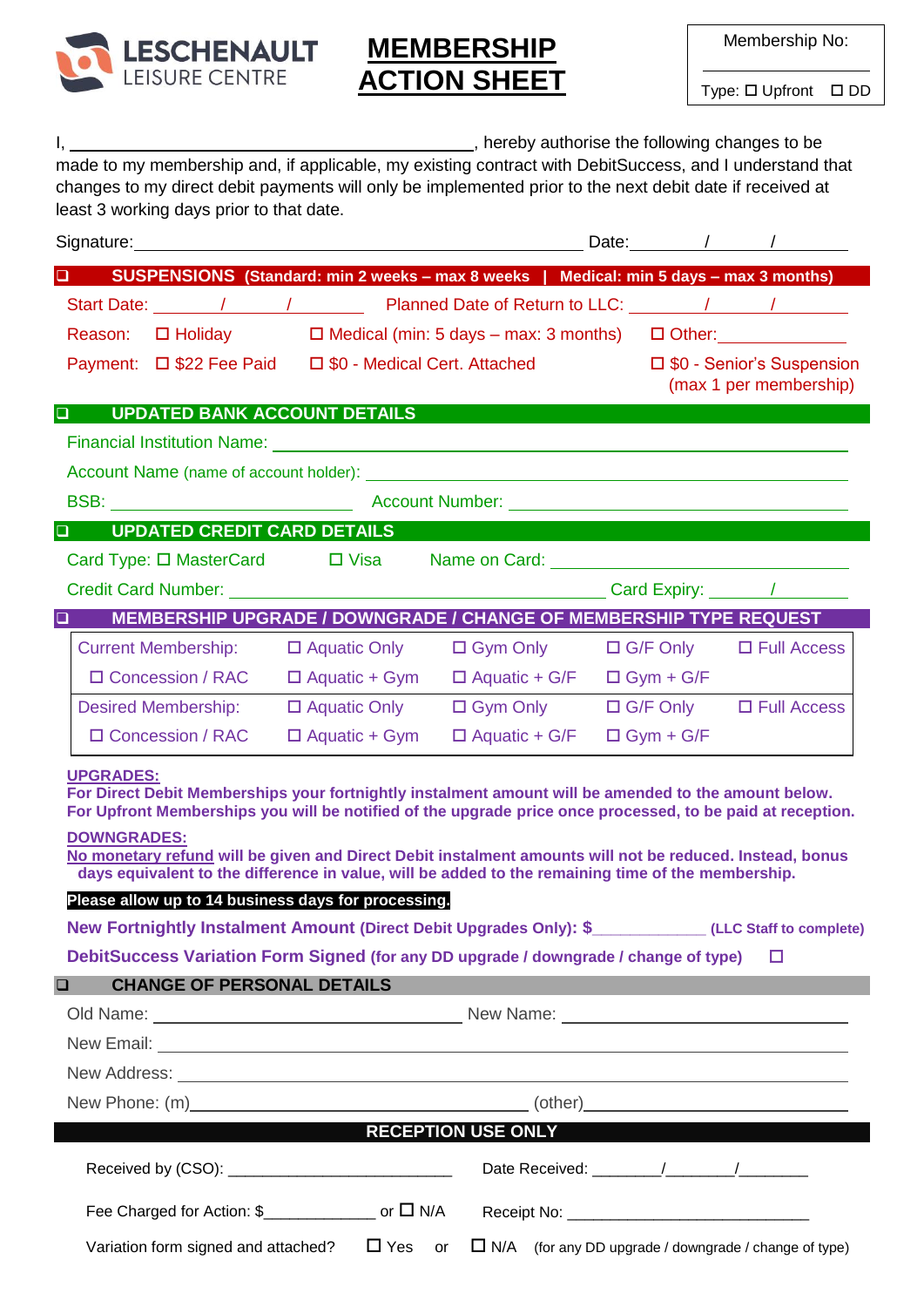LESCHENAULT LEISURE CENTRE

# MEMBERSHIP ACTION SHEET

Membership No: ____________

Type: ☐ Upfront ☐ DD

I, ________________________________________, hereby authorise the following changes to be made to my membership and, if applicable, my existing contract with DebitSuccess, and I understand that changes to my direct debit payments will only be implemented prior to the next debit date if received at least 3 working days prior to that date.

Signature: ________________________________________ Date: ______/______/______

## ☐ SUSPENSIONS (Standard: min 2 weeks – max 8 weeks | Medical: min 5 days – max 3 months)

Start Date: ______/______/______ Planned Date of Return to LLC: ______/______/______

Reason: ☐ Holiday ☐ Medical (min: 5 days – max: 3 months) ☐ Other: ____________

Payment: ☐ $22 Fee Paid ☐ $0 - Medical Cert. Attached ☐ $0 - Senior's Suspension (max 1 per membership)

## ☐ UPDATED BANK ACCOUNT DETAILS

Financial Institution Name: ________________________________________

Account Name (name of account holder): ________________________________________

BSB: ____________________ Account Number: ____________________

## ☐ UPDATED CREDIT CARD DETAILS

Card Type: ☐ MasterCard ☐ Visa Name on Card: ____________________

Credit Card Number: ________________________________________ Card Expiry: ______/______

## ☐ MEMBERSHIP UPGRADE / DOWNGRADE / CHANGE OF MEMBERSHIP TYPE REQUEST

| Current Membership: | ☐ Aquatic Only | ☐ Gym Only | ☐ G/F Only | ☐ Full Access |
|---|---|---|---|---|
| ☐ Concession / RAC | ☐ Aquatic + Gym | ☐ Aquatic + G/F | ☐ Gym + G/F | |
| **Desired Membership:** | ☐ Aquatic Only | ☐ Gym Only | ☐ G/F Only | ☐ Full Access |
| ☐ Concession / RAC | ☐ Aquatic + Gym | ☐ Aquatic + G/F | ☐ Gym + G/F | |

**UPGRADES:**
**For Direct Debit Memberships your fortnightly instalment amount will be amended to the amount below.**
**For Upfront Memberships you will be notified of the upgrade price once processed, to be paid at reception.**

**DOWNGRADES:**
**No monetary refund will be given and Direct Debit instalment amounts will not be reduced. Instead, bonus days equivalent to the difference in value, will be added to the remaining time of the membership.**

**Please allow up to 14 business days for processing.**

**New Fortnightly Instalment Amount (Direct Debit Upgrades Only): $____________ (LLC Staff to complete)**

**DebitSuccess Variation Form Signed (for any DD upgrade / downgrade / change of type)** ☐

## ☐ CHANGE OF PERSONAL DETAILS

Old Name: ____________________ New Name: ____________________

New Email: ________________________________________

New Address: ________________________________________

New Phone: (m)____________________ (other)____________________

## RECEPTION USE ONLY

Received by (CSO): ____________________ Date Received: ______/______/______

Fee Charged for Action: $____________ or ☐ N/A Receipt No: ____________________

Variation form signed and attached? ☐ Yes or ☐ N/A (for any DD upgrade / downgrade / change of type)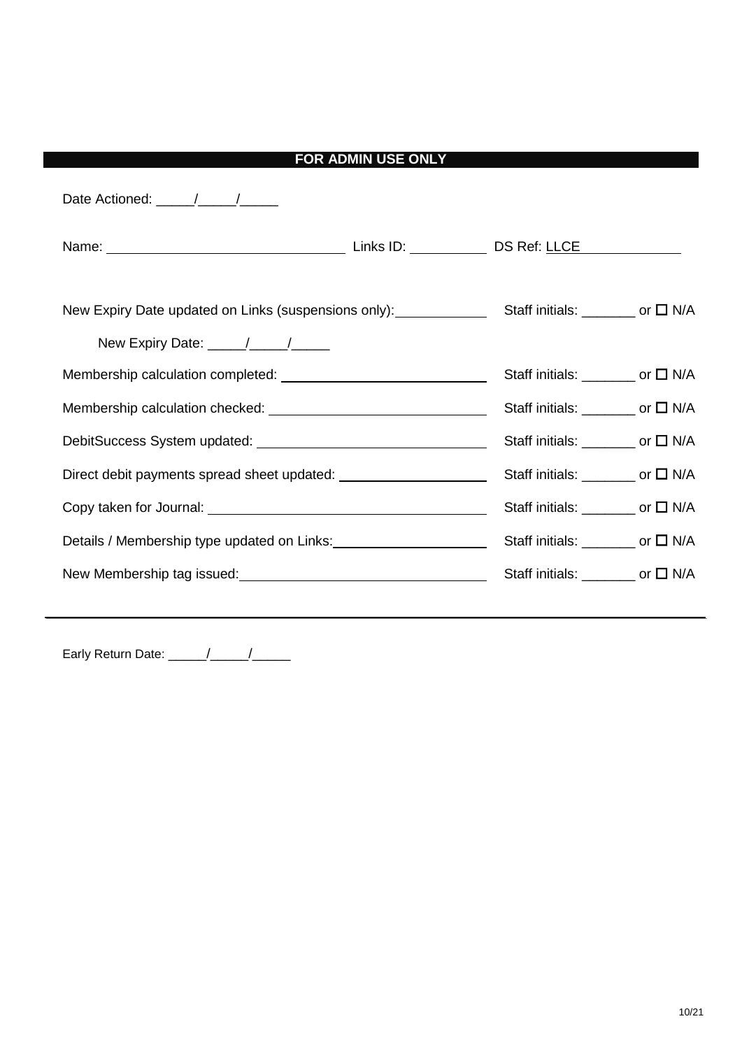## FOR ADMIN USE ONLY

Date Actioned: _____/_____/_____

Name: ______________________________ Links ID: __________ DS Ref: LLCE____________

New Expiry Date updated on Links (suspensions only): ____________ Staff initials: _______ or ☐ N/A

New Expiry Date: _____/_____/_____

Membership calculation completed: ______________________________ Staff initials: _______ or ☐ N/A

Membership calculation checked: ______________________________ Staff initials: _______ or ☐ N/A

DebitSuccess System updated: ______________________________ Staff initials: _______ or ☐ N/A

Direct debit payments spread sheet updated: ____________________ Staff initials: _______ or ☐ N/A

Copy taken for Journal: ______________________________ Staff initials: _______ or ☐ N/A

Details / Membership type updated on Links: ____________________ Staff initials: _______ or ☐ N/A

New Membership tag issued: ______________________________ Staff initials: _______ or ☐ N/A

---

Early Return Date: _____/_____/_____

10/21